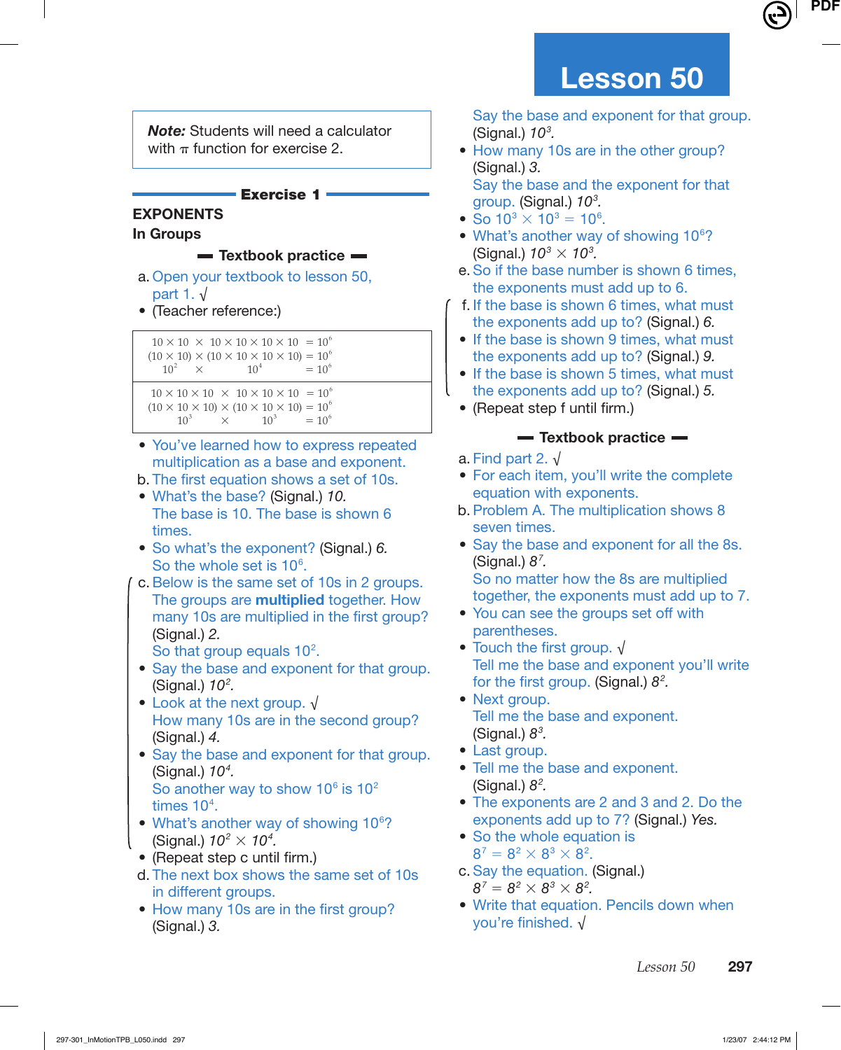# Lesson 50

> ***Note:*** Students will need a calculator with $\pi$ function for exercise 2.

## Exercise 1

**EXPONENTS**

**In Groups**

### Textbook practice

a. Open your textbook to lesson 50, part 1. √

- (Teacher reference:)

$$10 \times 10 \;\times\; 10 \times 10 \times 10 \times 10 \;= 10^6$$
$$(10 \times 10) \times (10 \times 10 \times 10 \times 10) = 10^6$$
$$10^2 \;\times\; 10^4 \;= 10^6$$

$$10 \times 10 \times 10 \;\times\; 10 \times 10 \times 10 \;= 10^6$$
$$(10 \times 10 \times 10) \times (10 \times 10 \times 10) = 10^6$$
$$10^3 \;\times\; 10^3 \;= 10^6$$

- You've learned how to express repeated multiplication as a base and exponent.

b. The first equation shows a set of 10s.

- What's the base? (Signal.) *10.*
  The base is 10. The base is shown 6 times.
- So what's the exponent? (Signal.) *6.*
  So the whole set is $10^6$.

c. Below is the same set of 10s in 2 groups. The groups are **multiplied** together. How many 10s are multiplied in the first group? (Signal.) *2.*
  So that group equals $10^2$.

- Say the base and exponent for that group. (Signal.) *$10^2$.*
- Look at the next group. √
  How many 10s are in the second group? (Signal.) *4.*
- Say the base and exponent for that group. (Signal.) *$10^4$.*
  So another way to show $10^6$ is $10^2$ times $10^4$.
- What's another way of showing $10^6$? (Signal.) *$10^2 \times 10^4$.*
- (Repeat step c until firm.)

d. The next box shows the same set of 10s in different groups.

- How many 10s are in the first group? (Signal.) *3.*
  Say the base and exponent for that group. (Signal.) *$10^3$.*
- How many 10s are in the other group? (Signal.) *3.*
  Say the base and the exponent for that group. (Signal.) *$10^3$.*
- So $10^3 \times 10^3 = 10^6$.
- What's another way of showing $10^6$? (Signal.) *$10^3 \times 10^3$.*

e. So if the base number is shown 6 times, the exponents must add up to 6.

f. If the base is shown 6 times, what must the exponents add up to? (Signal.) *6.*

- If the base is shown 9 times, what must the exponents add up to? (Signal.) *9.*
- If the base is shown 5 times, what must the exponents add up to? (Signal.) *5.*
- (Repeat step f until firm.)

### Textbook practice

a. Find part 2. √

- For each item, you'll write the complete equation with exponents.

b. Problem A. The multiplication shows 8 seven times.

- Say the base and exponent for all the 8s. (Signal.) *$8^7$.*
  So no matter how the 8s are multiplied together, the exponents must add up to 7.
- You can see the groups set off with parentheses.
- Touch the first group. √
  Tell me the base and exponent you'll write for the first group. (Signal.) *$8^2$.*
- Next group.
  Tell me the base and exponent. (Signal.) *$8^3$.*
- Last group.
- Tell me the base and exponent. (Signal.) *$8^2$.*
- The exponents are 2 and 3 and 2. Do the exponents add up to 7? (Signal.) *Yes.*
- So the whole equation is $8^7 = 8^2 \times 8^3 \times 8^2$.

c. Say the equation. (Signal.) *$8^7 = 8^2 \times 8^3 \times 8^2$.*

- Write that equation. Pencils down when you're finished. √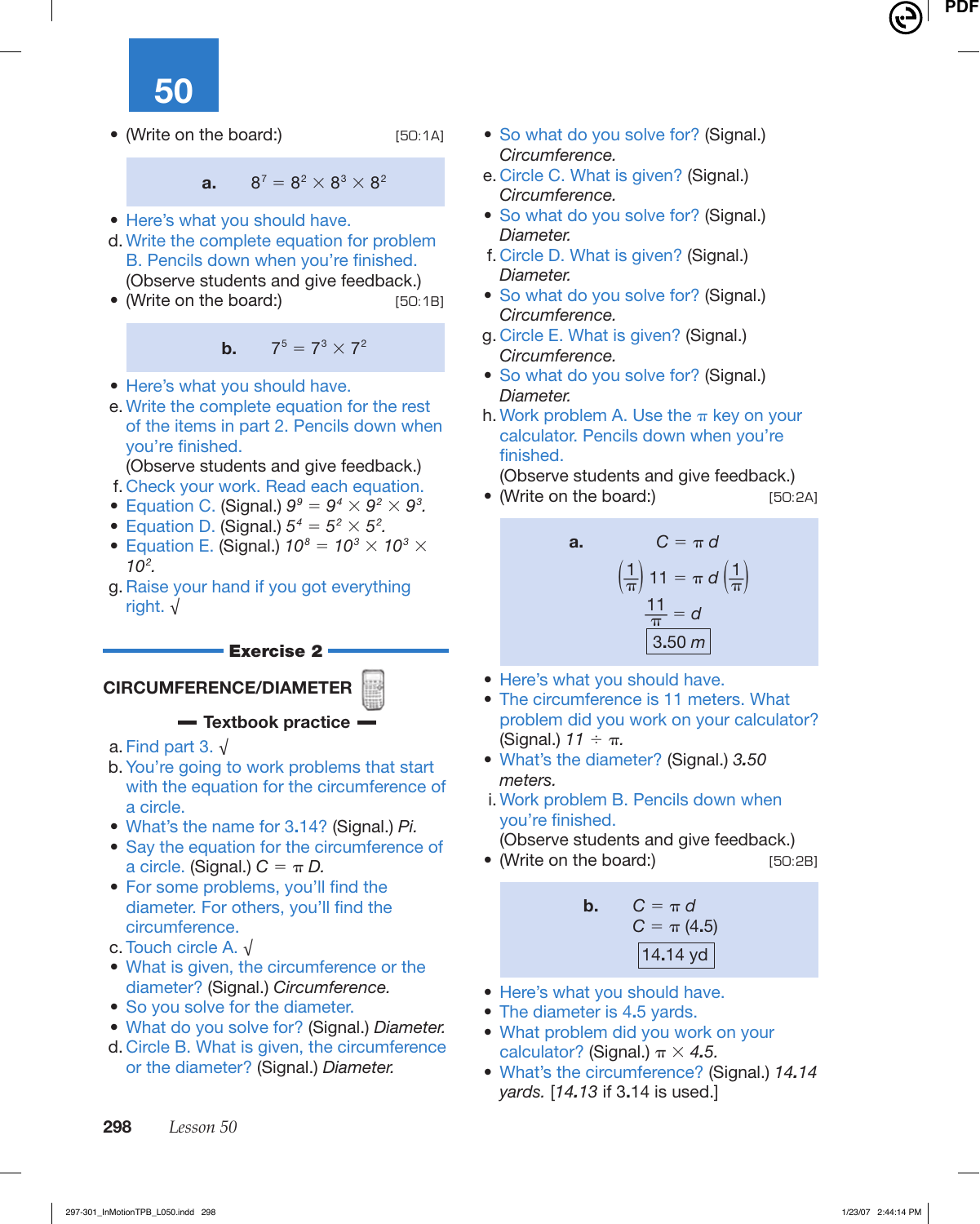# 50

- (Write on the board:) [50:1A]

**a.** $8^7 = 8^2 \times 8^3 \times 8^2$

- Here's what you should have.

d. Write the complete equation for problem B. Pencils down when you're finished.
(Observe students and give feedback.)

- (Write on the board:) [50:1B]

**b.** $7^5 = 7^3 \times 7^2$

- Here's what you should have.

e. Write the complete equation for the rest of the items in part 2. Pencils down when you're finished.
(Observe students and give feedback.)

f. Check your work. Read each equation.

- Equation C. (Signal.) *$9^9 = 9^4 \times 9^2 \times 9^3$.*
- Equation D. (Signal.) *$5^4 = 5^2 \times 5^2$.*
- Equation E. (Signal.) *$10^8 = 10^3 \times 10^3 \times 10^2$.*

g. Raise your hand if you got everything right. √

## Exercise 2

### CIRCUMFERENCE/DIAMETER

**Textbook practice**

a. Find part 3. √

b. You're going to work problems that start with the equation for the circumference of a circle.

- What's the name for 3.14? (Signal.) *Pi.*
- Say the equation for the circumference of a circle. (Signal.) *$C = \pi D$.*
- For some problems, you'll find the diameter. For others, you'll find the circumference.

c. Touch circle A. √

- What is given, the circumference or the diameter? (Signal.) *Circumference.*
- So you solve for the diameter.
- What do you solve for? (Signal.) *Diameter.*

d. Circle B. What is given, the circumference or the diameter? (Signal.) *Diameter.*

- So what do you solve for? (Signal.) *Circumference.*

e. Circle C. What is given? (Signal.) *Circumference.*

- So what do you solve for? (Signal.) *Diameter.*

f. Circle D. What is given? (Signal.) *Diameter.*

- So what do you solve for? (Signal.) *Circumference.*

g. Circle E. What is given? (Signal.) *Circumference.*

- So what do you solve for? (Signal.) *Diameter.*

h. Work problem A. Use the $\pi$ key on your calculator. Pencils down when you're finished.
(Observe students and give feedback.)

- (Write on the board:) [50:2A]

**a.**

$$C = \pi d$$

$$\left(\frac{1}{\pi}\right) 11 = \pi d \left(\frac{1}{\pi}\right)$$

$$\frac{11}{\pi} = d$$

$$\boxed{3.50\ m}$$

- Here's what you should have.
- The circumference is 11 meters. What problem did you work on your calculator? (Signal.) *$11 \div \pi$.*
- What's the diameter? (Signal.) *3.50 meters.*

i. Work problem B. Pencils down when you're finished.
(Observe students and give feedback.)

- (Write on the board:) [50:2B]

**b.**

$$C = \pi d$$

$$C = \pi (4.5)$$

$$\boxed{14.14\ \text{yd}}$$

- Here's what you should have.
- The diameter is 4.5 yards.
- What problem did you work on your calculator? (Signal.) *$\pi \times 4.5$.*
- What's the circumference? (Signal.) *14.14 yards.* [*14.13* if 3.14 is used.]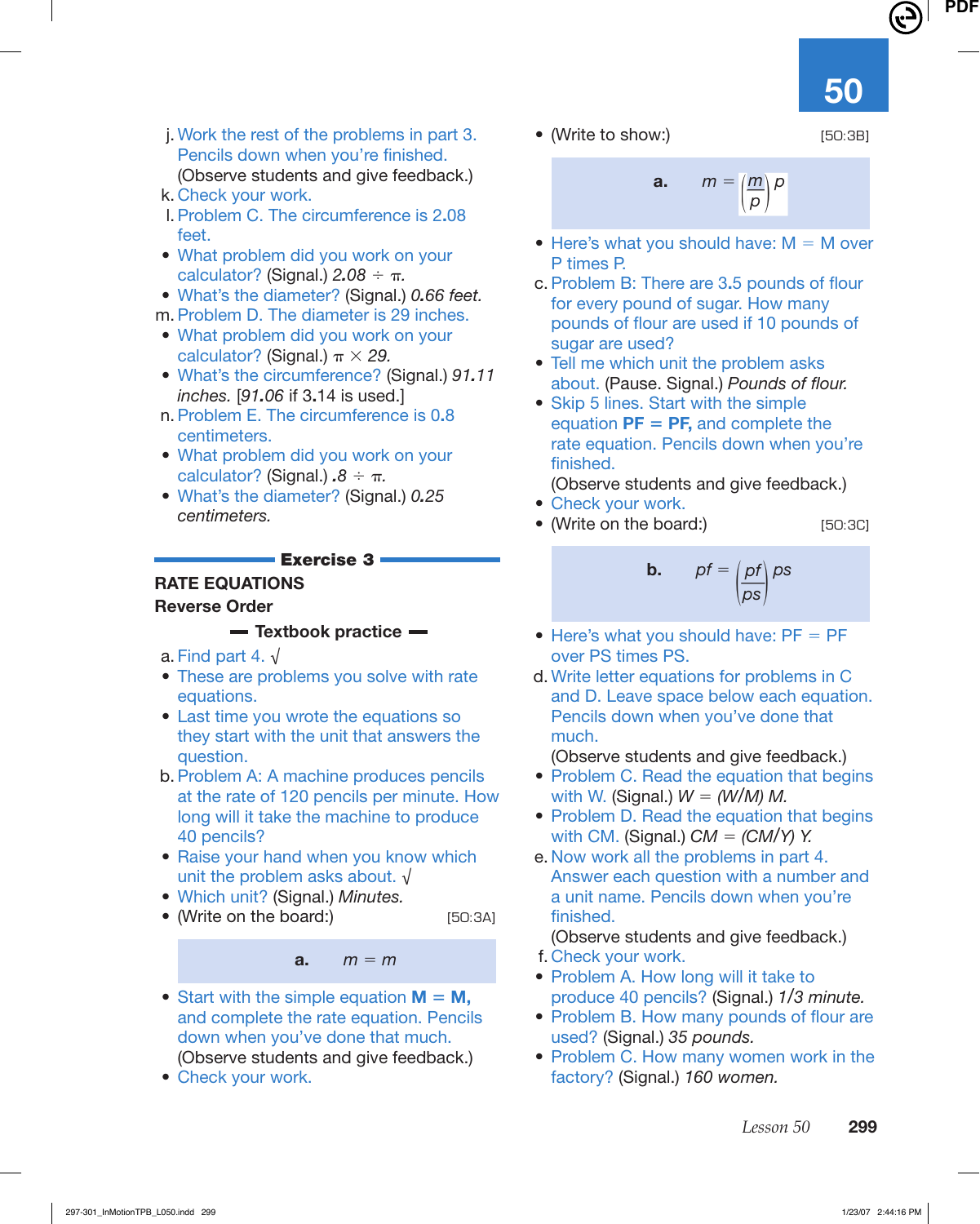j. Work the rest of the problems in part 3. Pencils down when you're finished.
(Observe students and give feedback.)

k. Check your work.

l. Problem C. The circumference is 2.08 feet.

- What problem did you work on your calculator? (Signal.) *2.08 ÷ π.*
- What's the diameter? (Signal.) *0.66 feet.*

m. Problem D. The diameter is 29 inches.

- What problem did you work on your calculator? (Signal.) *π × 29.*
- What's the circumference? (Signal.) *91.11 inches.* [*91.06* if 3.14 is used.]

n. Problem E. The circumference is 0.8 centimeters.

- What problem did you work on your calculator? (Signal.) *.8 ÷ π.*
- What's the diameter? (Signal.) *0.25 centimeters.*

## Exercise 3

### RATE EQUATIONS

### Reverse Order

**Textbook practice**

a. Find part 4. √

- These are problems you solve with rate equations.
- Last time you wrote the equations so they start with the unit that answers the question.

b. Problem A: A machine produces pencils at the rate of 120 pencils per minute. How long will it take the machine to produce 40 pencils?

- Raise your hand when you know which unit the problem asks about. √
- Which unit? (Signal.) *Minutes.*
- (Write on the board:) [50:3A]

**a.** $m = m$

- Start with the simple equation **M = M,** and complete the rate equation. Pencils down when you've done that much.
(Observe students and give feedback.)
- Check your work.
- (Write to show:) [50:3B]

**a.** $m = \left(\frac{m}{p}\right) p$

- Here's what you should have: M = M over P times P.

c. Problem B: There are 3.5 pounds of flour for every pound of sugar. How many pounds of flour are used if 10 pounds of sugar are used?

- Tell me which unit the problem asks about. (Pause. Signal.) *Pounds of flour.*
- Skip 5 lines. Start with the simple equation **PF = PF,** and complete the rate equation. Pencils down when you're finished.
(Observe students and give feedback.)
- Check your work.
- (Write on the board:) [50:3C]

**b.** $pf = \left(\frac{pf}{ps}\right) ps$

- Here's what you should have: PF = PF over PS times PS.

d. Write letter equations for problems in C and D. Leave space below each equation. Pencils down when you've done that much.
(Observe students and give feedback.)

- Problem C. Read the equation that begins with W. (Signal.) *W = (W/M) M.*
- Problem D. Read the equation that begins with CM. (Signal.) *CM = (CM/Y) Y.*

e. Now work all the problems in part 4. Answer each question with a number and a unit name. Pencils down when you're finished.
(Observe students and give feedback.)

f. Check your work.

- Problem A. How long will it take to produce 40 pencils? (Signal.) *1/3 minute.*
- Problem B. How many pounds of flour are used? (Signal.) *35 pounds.*
- Problem C. How many women work in the factory? (Signal.) *160 women.*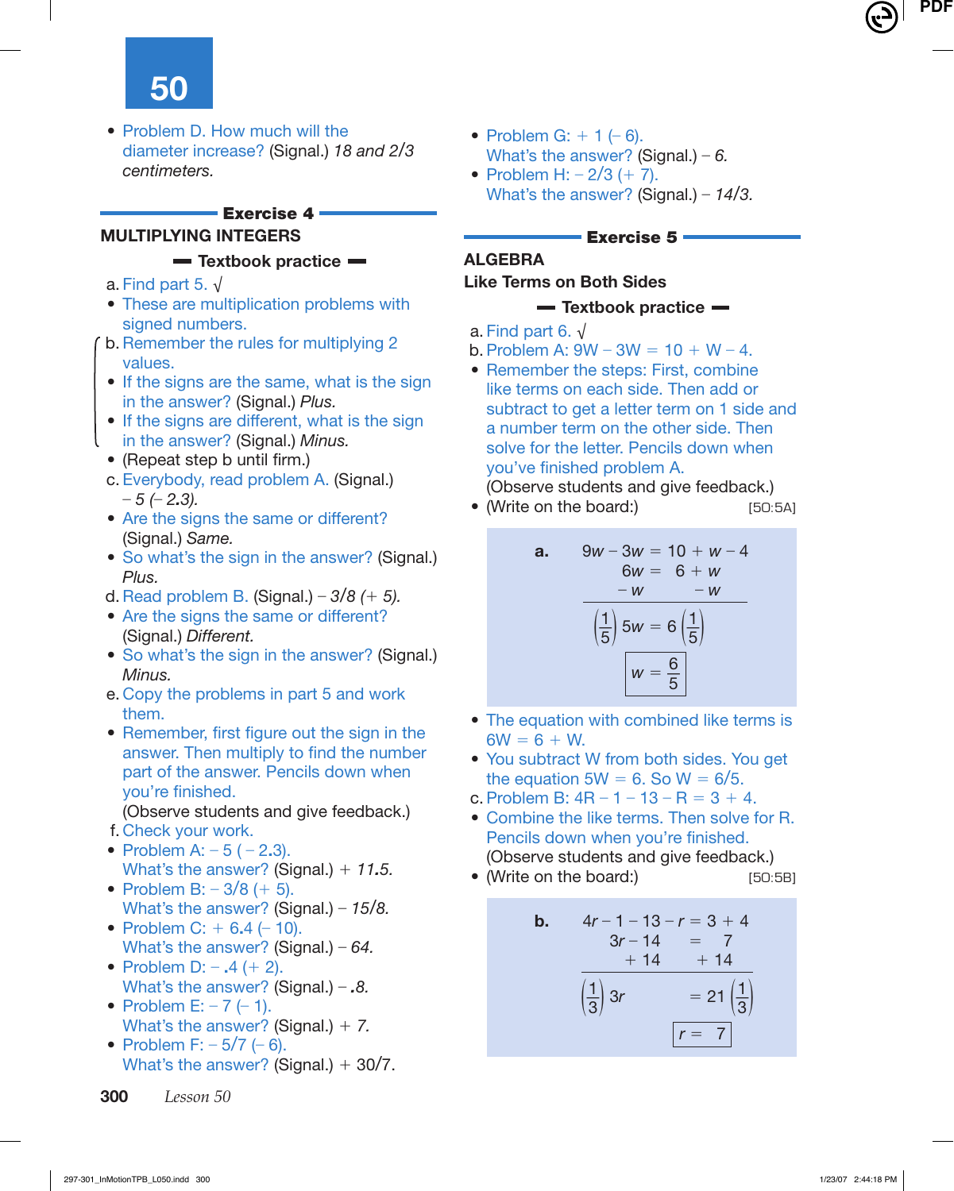# 50

- Problem D. How much will the diameter increase? (Signal.) *18 and 2/3 centimeters.*

## Exercise 4

### MULTIPLYING INTEGERS

**Textbook practice**

a. Find part 5. √

- These are multiplication problems with signed numbers.

b. Remember the rules for multiplying 2 values.

- If the signs are the same, what is the sign in the answer? (Signal.) *Plus.*
- If the signs are different, what is the sign in the answer? (Signal.) *Minus.*
- (Repeat step b until firm.)

c. Everybody, read problem A. (Signal.) *– 5 (– 2.3).*

- Are the signs the same or different? (Signal.) *Same.*
- So what's the sign in the answer? (Signal.) *Plus.*

d. Read problem B. (Signal.) *– 3/8 (+ 5).*

- Are the signs the same or different? (Signal.) *Different.*
- So what's the sign in the answer? (Signal.) *Minus.*

e. Copy the problems in part 5 and work them.

- Remember, first figure out the sign in the answer. Then multiply to find the number part of the answer. Pencils down when you're finished.

(Observe students and give feedback.)

f. Check your work.

- Problem A: – 5 ( – 2.3). What's the answer? (Signal.) *+ 11.5.*
- Problem B: – 3/8 (+ 5). What's the answer? (Signal.) *– 15/8.*
- Problem C: + 6.4 (– 10). What's the answer? (Signal.) *– 64.*
- Problem D: – .4 (+ 2). What's the answer? (Signal.) *– .8.*
- Problem E: – 7 (– 1). What's the answer? (Signal.) *+ 7.*
- Problem F: – 5/7 (– 6). What's the answer? (Signal.) + 30/7.
- Problem G: + 1 (– 6). What's the answer? (Signal.) *– 6.*
- Problem H: – 2/3 (+ 7). What's the answer? (Signal.) *– 14/3.*

## Exercise 5

### ALGEBRA

### Like Terms on Both Sides

**Textbook practice**

a. Find part 6. √

b. Problem A: 9W – 3W = 10 + W – 4.

- Remember the steps: First, combine like terms on each side. Then add or subtract to get a letter term on 1 side and a number term on the other side. Then solve for the letter. Pencils down when you've finished problem A.

(Observe students and give feedback.)

- (Write on the board:) [50:5A]

$$\begin{aligned} \textbf{a.}\quad 9w - 3w &= 10 + w - 4 \\ 6w &= 6 + w \\ -w &\quad\;\; -w \\ \left(\tfrac{1}{5}\right)5w &= 6\left(\tfrac{1}{5}\right) \\ \boxed{w = \tfrac{6}{5}} \end{aligned}$$

- The equation with combined like terms is 6W = 6 + W.
- You subtract W from both sides. You get the equation 5W = 6. So W = 6/5.

c. Problem B: 4R – 1 – 13 – R = 3 + 4.

- Combine the like terms. Then solve for R. Pencils down when you're finished.

(Observe students and give feedback.)

- (Write on the board:) [50:5B]

$$\begin{aligned} \textbf{b.}\quad 4r - 1 - 13 - r &= 3 + 4 \\ 3r - 14 &= 7 \\ +14 &\quad + 14 \\ \left(\tfrac{1}{3}\right)3r &= 21\left(\tfrac{1}{3}\right) \\ \boxed{r = 7} \end{aligned}$$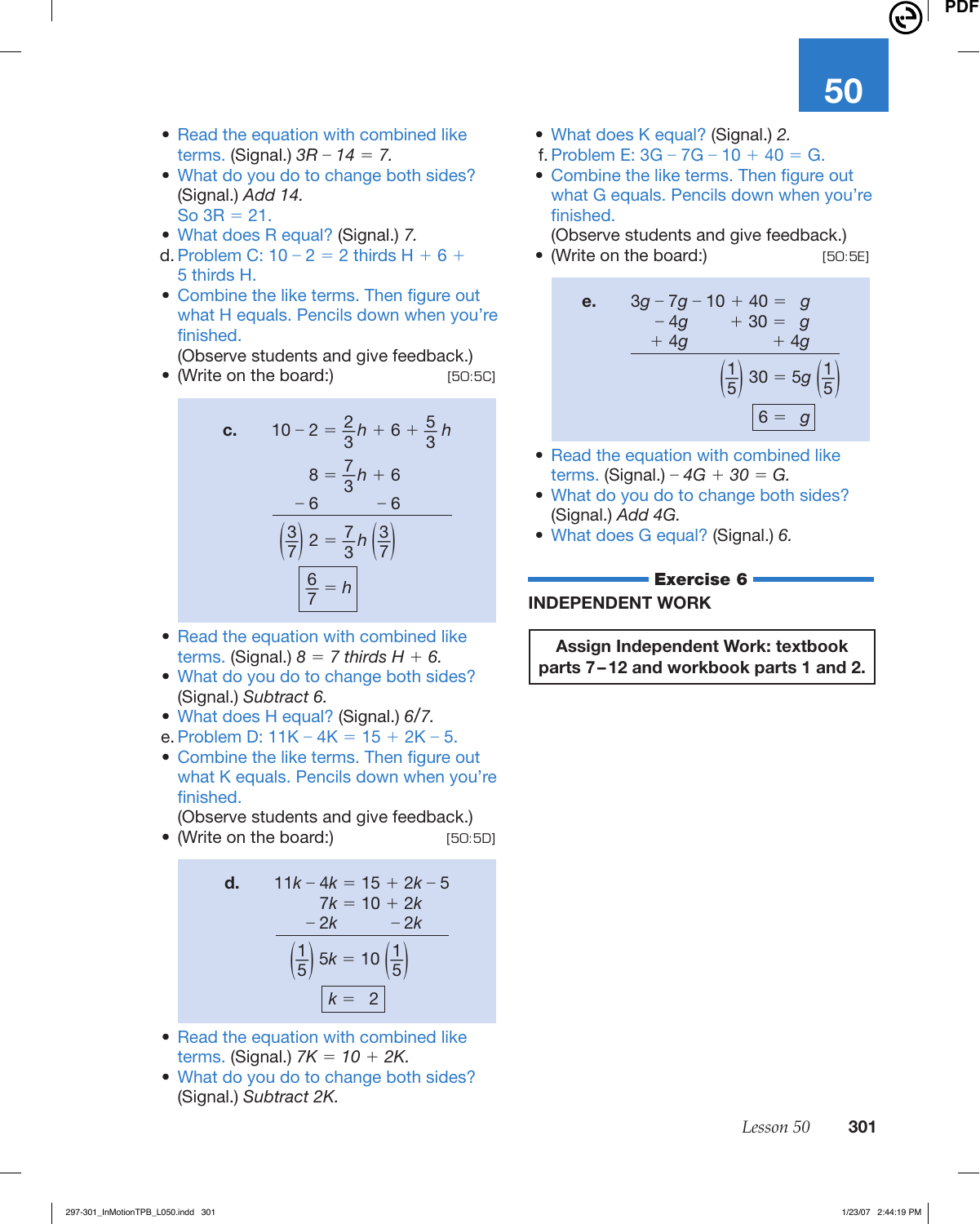- Read the equation with combined like terms. (Signal.) *3R − 14 = 7.*
- What do you do to change both sides? (Signal.) *Add 14.* So 3R = 21.
- What does R equal? (Signal.) *7.*

d. Problem C: 10 − 2 = 2 thirds H + 6 + 5 thirds H.

- Combine the like terms. Then figure out what H equals. Pencils down when you're finished.
  (Observe students and give feedback.)
- (Write on the board:) [50:5C]

**c.**

$$10 - 2 = \frac{2}{3}h + 6 + \frac{5}{3}h$$

$$8 = \frac{7}{3}h + 6$$

$$-6 \qquad\qquad -6$$

$$\left(\frac{3}{7}\right) 2 = \frac{7}{3}h \left(\frac{3}{7}\right)$$

$$\boxed{\frac{6}{7} = h}$$

- Read the equation with combined like terms. (Signal.) *8 = 7 thirds H + 6.*
- What do you do to change both sides? (Signal.) *Subtract 6.*
- What does H equal? (Signal.) *6/7.*

e. Problem D: 11K − 4K = 15 + 2K − 5.

- Combine the like terms. Then figure out what K equals. Pencils down when you're finished.
  (Observe students and give feedback.)
- (Write on the board:) [50:5D]

**d.**

$$11k - 4k = 15 + 2k - 5$$

$$7k = 10 + 2k$$

$$-2k \qquad -2k$$

$$\left(\frac{1}{5}\right) 5k = 10 \left(\frac{1}{5}\right)$$

$$\boxed{k = 2}$$

- Read the equation with combined like terms. (Signal.) *7K = 10 + 2K.*
- What do you do to change both sides? (Signal.) *Subtract 2K.*
- What does K equal? (Signal.) *2.*

f. Problem E: 3G − 7G − 10 + 40 = G.

- Combine the like terms. Then figure out what G equals. Pencils down when you're finished.
  (Observe students and give feedback.)
- (Write on the board:) [50:5E]

**e.**

$$3g - 7g - 10 + 40 = g$$

$$-4g \quad + 30 = g$$

$$+4g \qquad\quad +4g$$

$$\left(\frac{1}{5}\right) 30 = 5g \left(\frac{1}{5}\right)$$

$$\boxed{6 = g}$$

- Read the equation with combined like terms. (Signal.) *−4G + 30 = G.*
- What do you do to change both sides? (Signal.) *Add 4G.*
- What does G equal? (Signal.) *6.*

## Exercise 6

### INDEPENDENT WORK

**Assign Independent Work: textbook parts 7–12 and workbook parts 1 and 2.**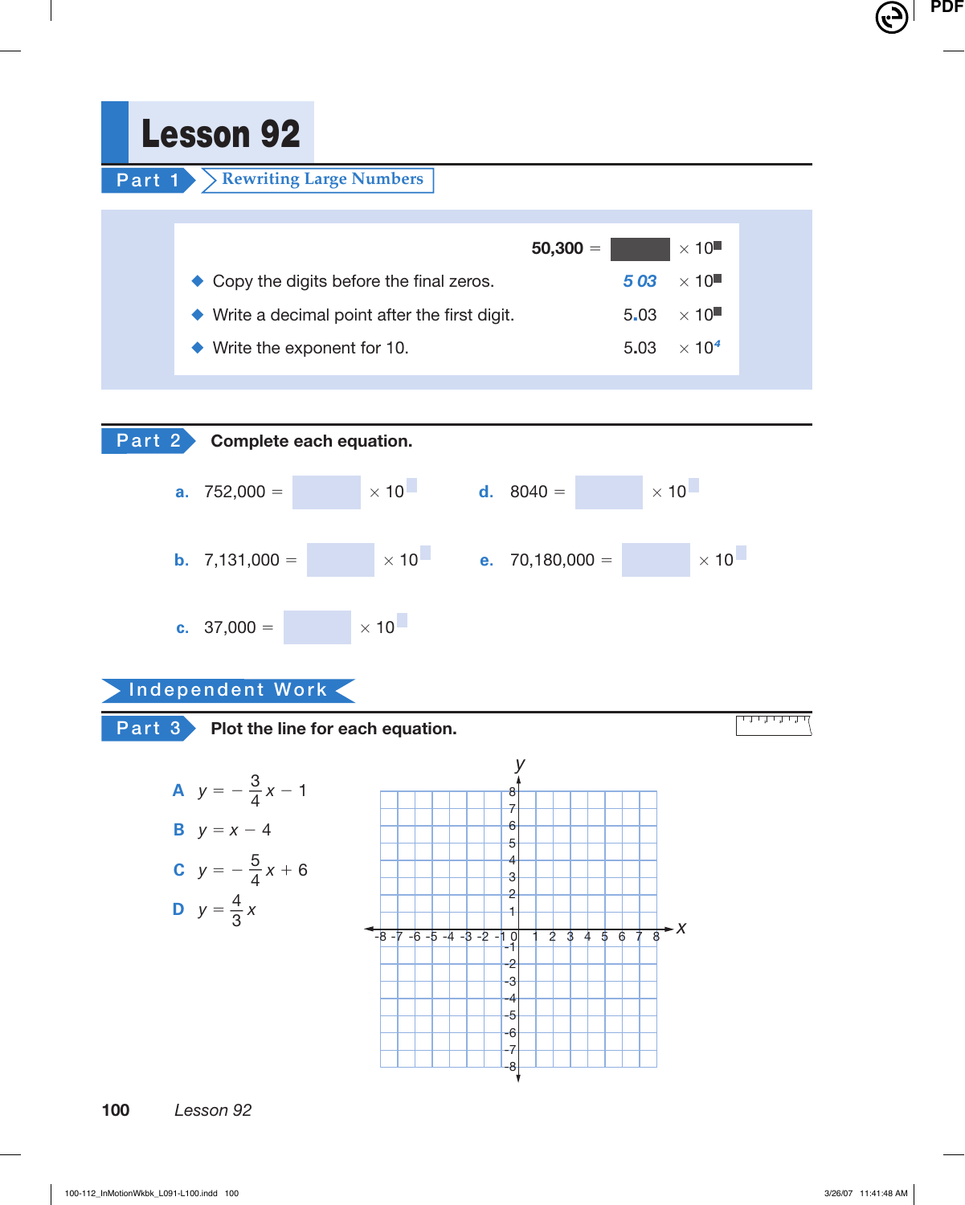# Lesson 92

## Part 1 Rewriting Large Numbers

50,300 = ▇ $\times 10^{■}$

- Copy the digits before the final zeros. — *5 03* $\times 10^{■}$
- Write a decimal point after the first digit. — 5.03 $\times 10^{■}$
- Write the exponent for 10. — 5.03 $\times 10^{4}$

## Part 2 Complete each equation.

a. 752,000 = ☐ $\times 10^{☐}$

b. 7,131,000 = ☐ $\times 10^{☐}$

c. 37,000 = ☐ $\times 10^{☐}$

d. 8040 = ☐ $\times 10^{☐}$

e. 70,180,000 = ☐ $\times 10^{☐}$

## Independent Work

## Part 3 Plot the line for each equation.

**A** $y = -\frac{3}{4}x - 1$

**B** $y = x - 4$

**C** $y = -\frac{5}{4}x + 6$

**D** $y = \frac{4}{3}x$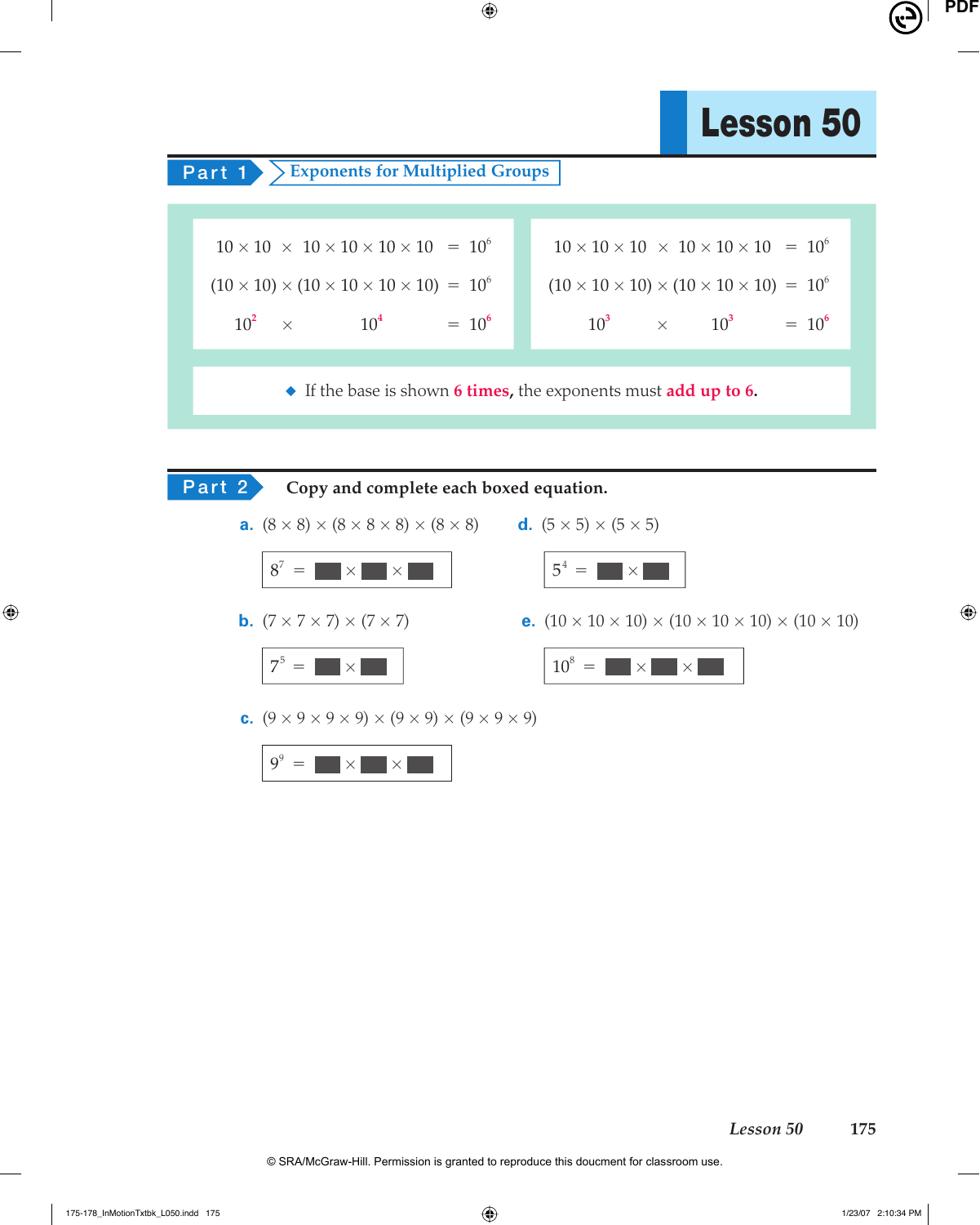# Lesson 50

## Part 1 — Exponents for Multiplied Groups

$$10 \times 10 \times 10 \times 10 \times 10 \times 10 = 10^6$$
$$(10 \times 10) \times (10 \times 10 \times 10 \times 10) = 10^6$$
$$10^2 \times 10^4 = 10^6$$

$$10 \times 10 \times 10 \times 10 \times 10 \times 10 = 10^6$$
$$(10 \times 10 \times 10) \times (10 \times 10 \times 10) = 10^6$$
$$10^3 \times 10^3 = 10^6$$

- If the base is shown **6 times**, the exponents must **add up to 6**.

## Part 2 — Copy and complete each boxed equation.

**a.** $(8 \times 8) \times (8 \times 8 \times 8) \times (8 \times 8)$

$8^7 = ■ \times ■ \times ■$

**b.** $(7 \times 7 \times 7) \times (7 \times 7)$

$7^5 = ■ \times ■$

**c.** $(9 \times 9 \times 9 \times 9) \times (9 \times 9) \times (9 \times 9 \times 9)$

$9^9 = ■ \times ■ \times ■$

**d.** $(5 \times 5) \times (5 \times 5)$

$5^4 = ■ \times ■$

**e.** $(10 \times 10 \times 10) \times (10 \times 10 \times 10) \times (10 \times 10)$

$10^8 = ■ \times ■ \times ■$

© SRA/McGraw-Hill. Permission is granted to reproduce this doucment for classroom use.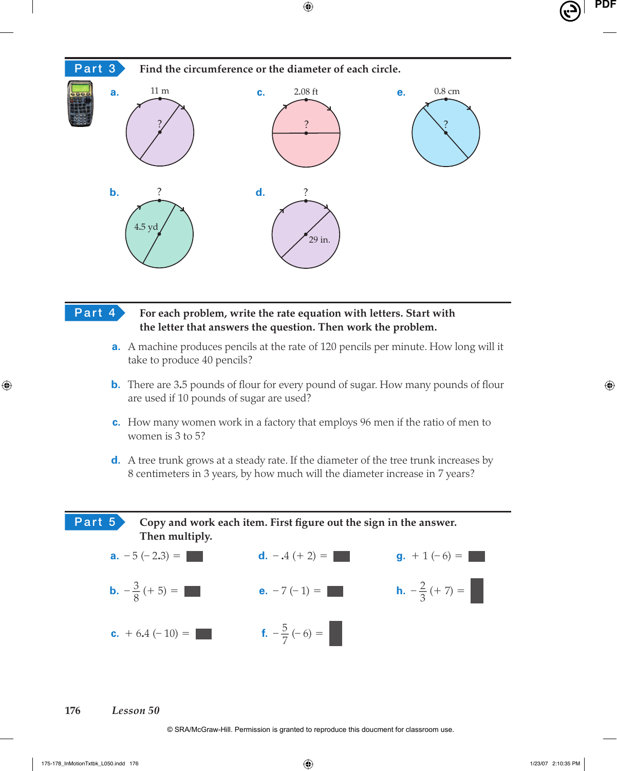## Part 3

**Find the circumference or the diameter of each circle.**

a. 11 m, ?

b. ?, 4.5 yd

c. 2.08 ft, ?

d. ?, 29 in.

e. 0.8 cm, ?

## Part 4

**For each problem, write the rate equation with letters. Start with the letter that answers the question. Then work the problem.**

a. A machine produces pencils at the rate of 120 pencils per minute. How long will it take to produce 40 pencils?

b. There are 3.5 pounds of flour for every pound of sugar. How many pounds of flour are used if 10 pounds of sugar are used?

c. How many women work in a factory that employs 96 men if the ratio of men to women is 3 to 5?

d. A tree trunk grows at a steady rate. If the diameter of the tree trunk increases by 8 centimeters in 3 years, by how much will the diameter increase in 7 years?

## Part 5

**Copy and work each item. First figure out the sign in the answer. Then multiply.**

a. $-5(-2.3) = $ ▬

b. $-\frac{3}{8}(+5) = $ ▬

c. $+6.4(-10) = $ ▬

d. $-.4(+2) = $ ▬

e. $-7(-1) = $ ▬

f. $-\frac{5}{7}(-6) = $ ▬

g. $+1(-6) = $ ▬

h. $-\frac{2}{3}(+7) = $ ▬

Lesson 50

© SRA/McGraw-Hill. Permission is granted to reproduce this doucment for classroom use.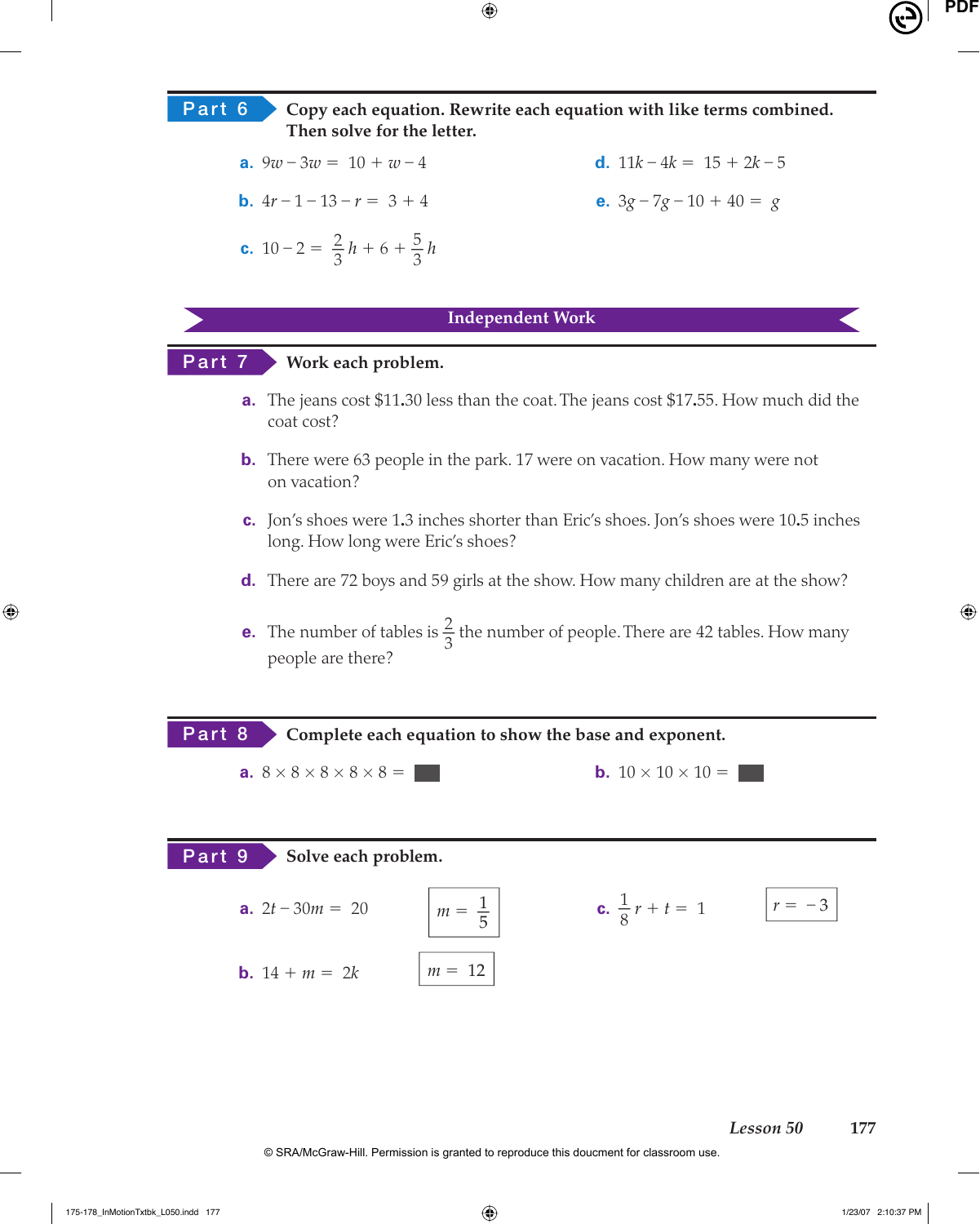## Part 6

**Copy each equation. Rewrite each equation with like terms combined. Then solve for the letter.**

a. $9w - 3w = 10 + w - 4$

b. $4r - 1 - 13 - r = 3 + 4$

c. $10 - 2 = \frac{2}{3}h + 6 + \frac{5}{3}h$

d. $11k - 4k = 15 + 2k - 5$

e. $3g - 7g - 10 + 40 = g$

### Independent Work

## Part 7

**Work each problem.**

a. The jeans cost $11.30 less than the coat. The jeans cost $17.55. How much did the coat cost?

b. There were 63 people in the park. 17 were on vacation. How many were not on vacation?

c. Jon's shoes were 1.3 inches shorter than Eric's shoes. Jon's shoes were 10.5 inches long. How long were Eric's shoes?

d. There are 72 boys and 59 girls at the show. How many children are at the show?

e. The number of tables is $\frac{2}{3}$ the number of people. There are 42 tables. How many people are there?

## Part 8

**Complete each equation to show the base and exponent.**

a. $8 \times 8 \times 8 \times 8 \times 8 =$ ▬

b. $10 \times 10 \times 10 =$ ▬

## Part 9

**Solve each problem.**

a. $2t - 30m = 20$ &nbsp;&nbsp; $m = \frac{1}{5}$

b. $14 + m = 2k$ &nbsp;&nbsp; $m = 12$

c. $\frac{1}{8}r + t = 1$ &nbsp;&nbsp; $r = -3$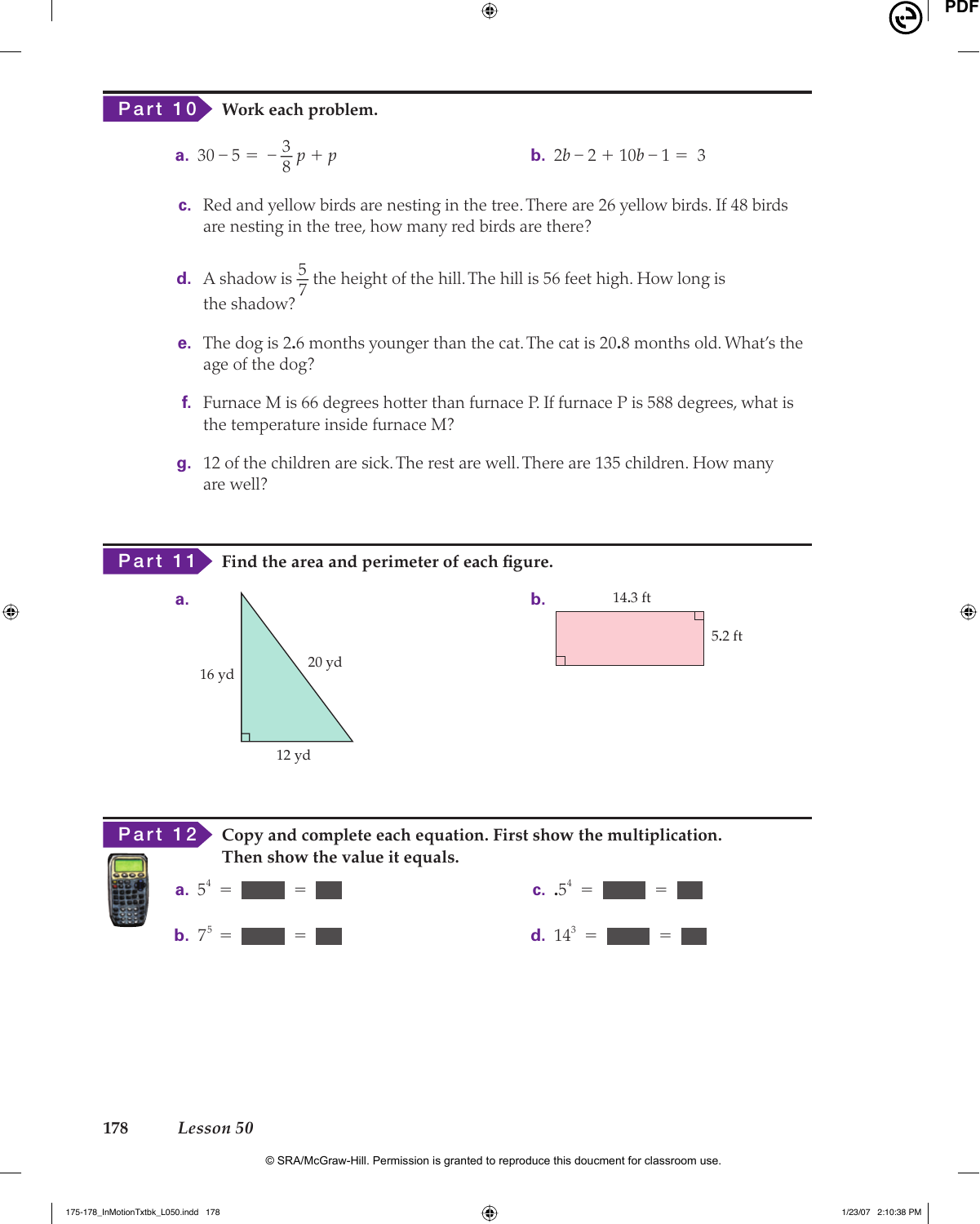## Part 10 Work each problem.

**a.** $30 - 5 = -\frac{3}{8}p + p$

**b.** $2b - 2 + 10b - 1 = 3$

**c.** Red and yellow birds are nesting in the tree. There are 26 yellow birds. If 48 birds are nesting in the tree, how many red birds are there?

**d.** A shadow is $\frac{5}{7}$ the height of the hill. The hill is 56 feet high. How long is the shadow?

**e.** The dog is 2.6 months younger than the cat. The cat is 20.8 months old. What's the age of the dog?

**f.** Furnace M is 66 degrees hotter than furnace P. If furnace P is 588 degrees, what is the temperature inside furnace M?

**g.** 12 of the children are sick. The rest are well. There are 135 children. How many are well?

## Part 11 Find the area and perimeter of each figure.

**a.**

16 yd

20 yd

12 yd

**b.**

14.3 ft

5.2 ft

## Part 12 Copy and complete each equation. First show the multiplication. Then show the value it equals.

**a.** $5^4 = \_\_\_ = \_\_\_$

**b.** $7^5 = \_\_\_ = \_\_\_$

**c.** $.5^4 = \_\_\_ = \_\_\_$

**d.** $14^3 = \_\_\_ = \_\_\_$

© SRA/McGraw-Hill. Permission is granted to reproduce this doucment for classroom use.